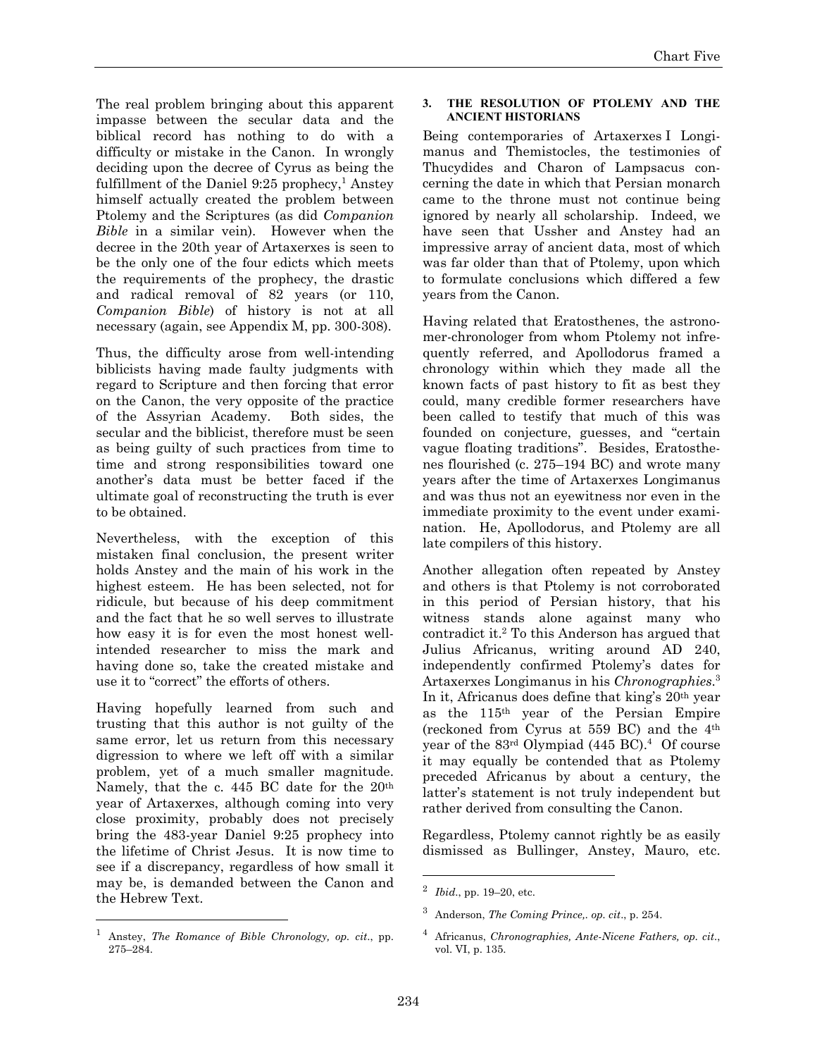The real problem bringing about this apparent impasse between the secular data and the biblical record has nothing to do with a difficulty or mistake in the Canon. In wrongly deciding upon the decree of Cyrus as being the fulfillment of the Daniel 9:25 prophecy,[1] Anstey himself actually created the problem between Ptolemy and the Scriptures (as did *Companion Bible* in a similar vein). However when the decree in the 20th year of Artaxerxes is seen to be the only one of the four edicts which meets the requirements of the prophecy, the drastic and radical removal of 82 years (or 110, *Companion Bible*) of history is not at all necessary (again, see Appendix M, pp. 300-308).

Thus, the difficulty arose from well-intending biblicists having made faulty judgments with regard to Scripture and then forcing that error on the Canon, the very opposite of the practice of the Assyrian Academy. Both sides, the secular and the biblicist, therefore must be seen as being guilty of such practices from time to time and strong responsibilities toward one another's data must be better faced if the ultimate goal of reconstructing the truth is ever to be obtained.

Nevertheless, with the exception of this mistaken final conclusion, the present writer holds Anstey and the main of his work in the highest esteem. He has been selected, not for ridicule, but because of his deep commitment and the fact that he so well serves to illustrate how easy it is for even the most honest well-intended researcher to miss the mark and having done so, take the created mistake and use it to "correct" the efforts of others.

Having hopefully learned from such and trusting that this author is not guilty of the same error, let us return from this necessary digression to where we left off with a similar problem, yet of a much smaller magnitude. Namely, that the c. 445 BC date for the 20th year of Artaxerxes, although coming into very close proximity, probably does not precisely bring the 483-year Daniel 9:25 prophecy into the lifetime of Christ Jesus. It is now time to see if a discrepancy, regardless of how small it may be, is demanded between the Canon and the Hebrew Text.

#### 3. THE RESOLUTION OF PTOLEMY AND THE ANCIENT HISTORIANS

Being contemporaries of Artaxerxes I Longimanus and Themistocles, the testimonies of Thucydides and Charon of Lampsacus concerning the date in which that Persian monarch came to the throne must not continue being ignored by nearly all scholarship. Indeed, we have seen that Ussher and Anstey had an impressive array of ancient data, most of which was far older than that of Ptolemy, upon which to formulate conclusions which differed a few years from the Canon.

Having related that Eratosthenes, the astronomer-chronologer from whom Ptolemy not infrequently referred, and Apollodorus framed a chronology within which they made all the known facts of past history to fit as best they could, many credible former researchers have been called to testify that much of this was founded on conjecture, guesses, and "certain vague floating traditions". Besides, Eratosthenes flourished (c. 275–194 BC) and wrote many years after the time of Artaxerxes Longimanus and was thus not an eyewitness nor even in the immediate proximity to the event under examination. He, Apollodorus, and Ptolemy are all late compilers of this history.

Another allegation often repeated by Anstey and others is that Ptolemy is not corroborated in this period of Persian history, that his witness stands alone against many who contradict it.[2] To this Anderson has argued that Julius Africanus, writing around AD 240, independently confirmed Ptolemy's dates for Artaxerxes Longimanus in his *Chronographies*.[3] In it, Africanus does define that king's 20th year as the 115th year of the Persian Empire (reckoned from Cyrus at 559 BC) and the 4th year of the 83rd Olympiad (445 BC).[4] Of course it may equally be contended that as Ptolemy preceded Africanus by about a century, the latter's statement is not truly independent but rather derived from consulting the Canon.

Regardless, Ptolemy cannot rightly be as easily dismissed as Bullinger, Anstey, Mauro, etc.

---

[1] Anstey, *The Romance of Bible Chronology, op. cit.*, pp. 275–284.

[2] *Ibid.*, pp. 19–20, etc.

[3] Anderson, *The Coming Prince,. op. cit.*, p. 254.

[4] Africanus, *Chronographies, Ante-Nicene Fathers, op. cit.*, vol. VI, p. 135.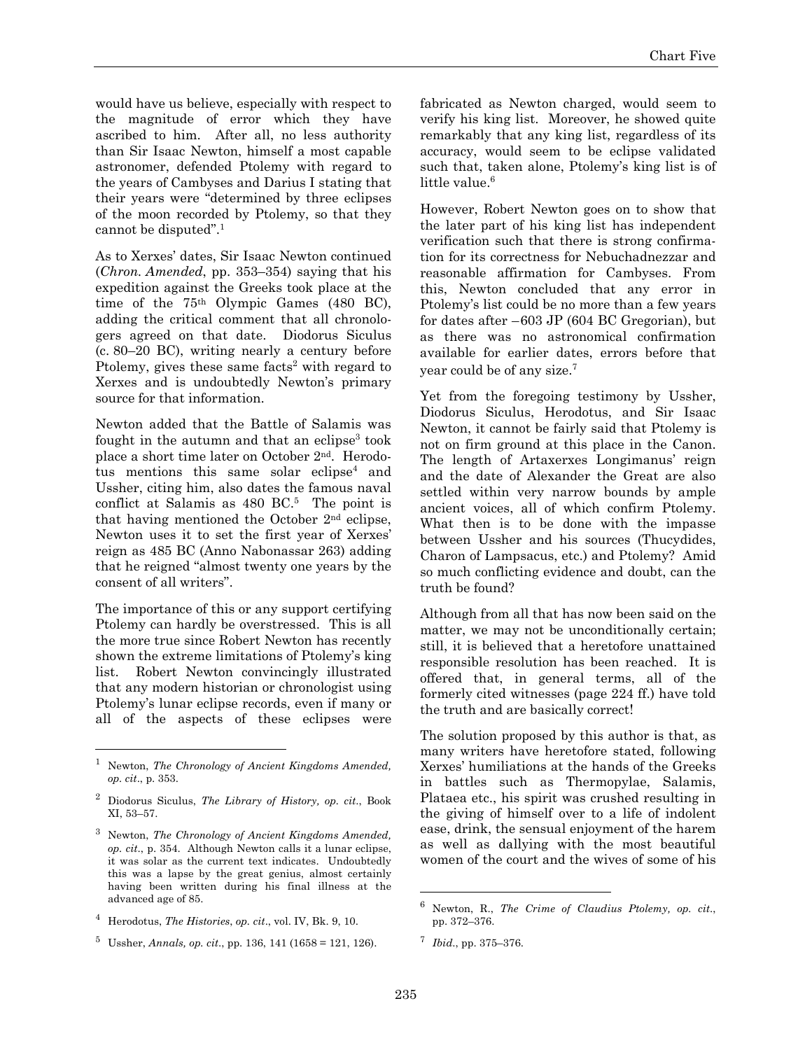would have us believe, especially with respect to the magnitude of error which they have ascribed to him. After all, no less authority than Sir Isaac Newton, himself a most capable astronomer, defended Ptolemy with regard to the years of Cambyses and Darius I stating that their years were "determined by three eclipses of the moon recorded by Ptolemy, so that they cannot be disputed".[1]

As to Xerxes' dates, Sir Isaac Newton continued (*Chron. Amended*, pp. 353–354) saying that his expedition against the Greeks took place at the time of the 75th Olympic Games (480 BC), adding the critical comment that all chronologers agreed on that date. Diodorus Siculus (c. 80–20 BC), writing nearly a century before Ptolemy, gives these same facts[2] with regard to Xerxes and is undoubtedly Newton's primary source for that information.

Newton added that the Battle of Salamis was fought in the autumn and that an eclipse[3] took place a short time later on October 2nd. Herodotus mentions this same solar eclipse[4] and Ussher, citing him, also dates the famous naval conflict at Salamis as 480 BC.[5] The point is that having mentioned the October 2nd eclipse, Newton uses it to set the first year of Xerxes' reign as 485 BC (Anno Nabonassar 263) adding that he reigned "almost twenty one years by the consent of all writers".

The importance of this or any support certifying Ptolemy can hardly be overstressed. This is all the more true since Robert Newton has recently shown the extreme limitations of Ptolemy's king list. Robert Newton convincingly illustrated that any modern historian or chronologist using Ptolemy's lunar eclipse records, even if many or all of the aspects of these eclipses were fabricated as Newton charged, would seem to verify his king list. Moreover, he showed quite remarkably that any king list, regardless of its accuracy, would seem to be eclipse validated such that, taken alone, Ptolemy's king list is of little value.[6]

However, Robert Newton goes on to show that the later part of his king list has independent verification such that there is strong confirmation for its correctness for Nebuchadnezzar and reasonable affirmation for Cambyses. From this, Newton concluded that any error in Ptolemy's list could be no more than a few years for dates after −603 JP (604 BC Gregorian), but as there was no astronomical confirmation available for earlier dates, errors before that year could be of any size.[7]

Yet from the foregoing testimony by Ussher, Diodorus Siculus, Herodotus, and Sir Isaac Newton, it cannot be fairly said that Ptolemy is not on firm ground at this place in the Canon. The length of Artaxerxes Longimanus' reign and the date of Alexander the Great are also settled within very narrow bounds by ample ancient voices, all of which confirm Ptolemy. What then is to be done with the impasse between Ussher and his sources (Thucydides, Charon of Lampsacus, etc.) and Ptolemy? Amid so much conflicting evidence and doubt, can the truth be found?

Although from all that has now been said on the matter, we may not be unconditionally certain; still, it is believed that a heretofore unattained responsible resolution has been reached. It is offered that, in general terms, all of the formerly cited witnesses (page 224 ff.) have told the truth and are basically correct!

The solution proposed by this author is that, as many writers have heretofore stated, following Xerxes' humiliations at the hands of the Greeks in battles such as Thermopylae, Salamis, Plataea etc., his spirit was crushed resulting in the giving of himself over to a life of indolent ease, drink, the sensual enjoyment of the harem as well as dallying with the most beautiful women of the court and the wives of some of his

---

1 Newton, *The Chronology of Ancient Kingdoms Amended, op. cit*., p. 353.

2 Diodorus Siculus, *The Library of History, op. cit*., Book XI, 53–57.

3 Newton, *The Chronology of Ancient Kingdoms Amended, op. cit*., p. 354. Although Newton calls it a lunar eclipse, it was solar as the current text indicates. Undoubtedly this was a lapse by the great genius, almost certainly having been written during his final illness at the advanced age of 85.

4 Herodotus, *The Histories*, *op. cit*., vol. IV, Bk. 9, 10.

5 Ussher, *Annals, op. cit*., pp. 136, 141 (1658 = 121, 126).

6 Newton, R., *The Crime of Claudius Ptolemy, op. cit*., pp. 372–376.

7 *Ibid*., pp. 375–376.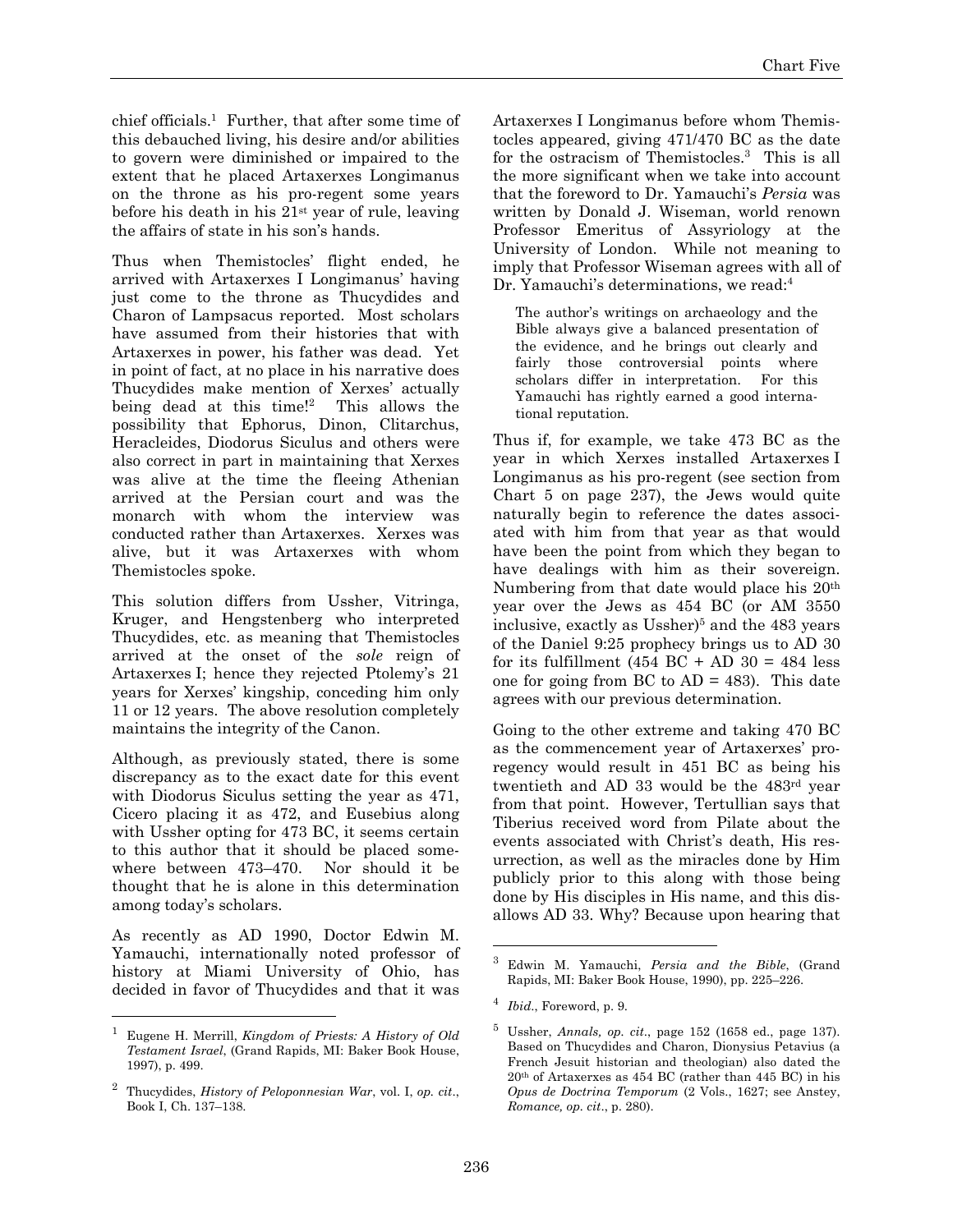chief officials.[1] Further, that after some time of this debauched living, his desire and/or abilities to govern were diminished or impaired to the extent that he placed Artaxerxes Longimanus on the throne as his pro-regent some years before his death in his 21st year of rule, leaving the affairs of state in his son's hands.

Thus when Themistocles' flight ended, he arrived with Artaxerxes I Longimanus' having just come to the throne as Thucydides and Charon of Lampsacus reported. Most scholars have assumed from their histories that with Artaxerxes in power, his father was dead. Yet in point of fact, at no place in his narrative does Thucydides make mention of Xerxes' actually being dead at this time![2] This allows the possibility that Ephorus, Dinon, Clitarchus, Heracleides, Diodorus Siculus and others were also correct in part in maintaining that Xerxes was alive at the time the fleeing Athenian arrived at the Persian court and was the monarch with whom the interview was conducted rather than Artaxerxes. Xerxes was alive, but it was Artaxerxes with whom Themistocles spoke.

This solution differs from Ussher, Vitringa, Kruger, and Hengstenberg who interpreted Thucydides, etc. as meaning that Themistocles arrived at the onset of the *sole* reign of Artaxerxes I; hence they rejected Ptolemy's 21 years for Xerxes' kingship, conceding him only 11 or 12 years. The above resolution completely maintains the integrity of the Canon.

Although, as previously stated, there is some discrepancy as to the exact date for this event with Diodorus Siculus setting the year as 471, Cicero placing it as 472, and Eusebius along with Ussher opting for 473 BC, it seems certain to this author that it should be placed somewhere between 473–470. Nor should it be thought that he is alone in this determination among today's scholars.

As recently as AD 1990, Doctor Edwin M. Yamauchi, internationally noted professor of history at Miami University of Ohio, has decided in favor of Thucydides and that it was Artaxerxes I Longimanus before whom Themistocles appeared, giving 471/470 BC as the date for the ostracism of Themistocles.[3] This is all the more significant when we take into account that the foreword to Dr. Yamauchi's *Persia* was written by Donald J. Wiseman, world renown Professor Emeritus of Assyriology at the University of London. While not meaning to imply that Professor Wiseman agrees with all of Dr. Yamauchi's determinations, we read:[4]

> The author's writings on archaeology and the Bible always give a balanced presentation of the evidence, and he brings out clearly and fairly those controversial points where scholars differ in interpretation. For this Yamauchi has rightly earned a good international reputation.

Thus if, for example, we take 473 BC as the year in which Xerxes installed Artaxerxes I Longimanus as his pro-regent (see section from Chart 5 on page 237), the Jews would quite naturally begin to reference the dates associated with him from that year as that would have been the point from which they began to have dealings with him as their sovereign. Numbering from that date would place his 20th year over the Jews as 454 BC (or AM 3550 inclusive, exactly as Ussher)[5] and the 483 years of the Daniel 9:25 prophecy brings us to AD 30 for its fulfillment (454 BC + AD 30 = 484 less one for going from BC to AD = 483). This date agrees with our previous determination.

Going to the other extreme and taking 470 BC as the commencement year of Artaxerxes' pro-regency would result in 451 BC as being his twentieth and AD 33 would be the 483rd year from that point. However, Tertullian says that Tiberius received word from Pilate about the events associated with Christ's death, His resurrection, as well as the miracles done by Him publicly prior to this along with those being done by His disciples in His name, and this disallows AD 33. Why? Because upon hearing that

---

[1] Eugene H. Merrill, *Kingdom of Priests: A History of Old Testament Israel*, (Grand Rapids, MI: Baker Book House, 1997), p. 499.

[2] Thucydides, *History of Peloponnesian War*, vol. I, *op. cit*., Book I, Ch. 137–138.

[3] Edwin M. Yamauchi, *Persia and the Bible*, (Grand Rapids, MI: Baker Book House, 1990), pp. 225–226.

[4] *Ibid*., Foreword, p. 9.

[5] Ussher, *Annals, op. cit*., page 152 (1658 ed., page 137). Based on Thucydides and Charon, Dionysius Petavius (a French Jesuit historian and theologian) also dated the 20th of Artaxerxes as 454 BC (rather than 445 BC) in his *Opus de Doctrina Temporum* (2 Vols., 1627; see Anstey, *Romance, op. cit*., p. 280).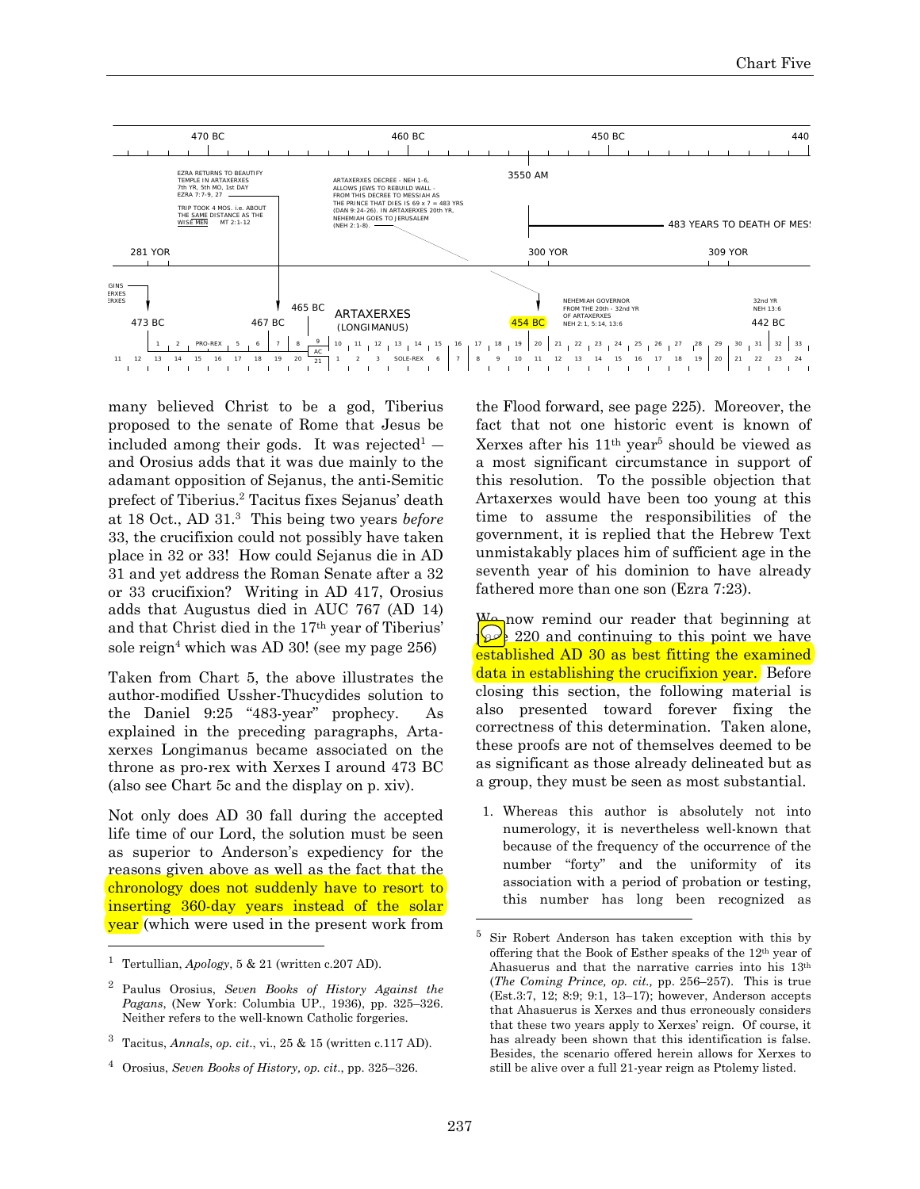470 BC

460 BC

450 BC

440

EZRA RETURNS TO BEAUTIFY TEMPLE IN ARTAXERXES 7th YR, 5th MO, 1st DAY EZRA 7:7-9, 27

TRIP TOOK 4 MOS. i.e. ABOUT THE SAME DISTANCE AS THE WISE MEN MT 2:1-12

ARTAXERXES DECREE - NEH 1-6, ALLOWS JEWS TO REBUILD WALL - FROM THIS DECREE TO MESSIAH AS THE PRINCE THAT DIES IS 69 x 7 = 483 YRS (DAN 9:24-26). IN ARTAXERXES 20th YR, NEHEMIAH GOES TO JERUSALEM (NEH 2:1-8).

3550 AM

483 YEARS TO DEATH OF MES

281 YOR

300 YOR

309 YOR

465 BC

ARTAXERXES (LONGIMANUS)

473 BC

467 BC

454 BC

NEHEMIAH GOVERNOR FROM THE 20th - 32nd YR OF ARTAXERXES NEH 2:1, 5:14, 13:6

32nd YR NEH 13:6

442 BC

PRO-REX

AC

SOLE-REX

many believed Christ to be a god, Tiberius proposed to the senate of Rome that Jesus be included among their gods. It was rejected[1] — and Orosius adds that it was due mainly to the adamant opposition of Sejanus, the anti-Semitic prefect of Tiberius.[2] Tacitus fixes Sejanus' death at 18 Oct., AD 31.[3] This being two years *before* 33, the crucifixion could not possibly have taken place in 32 or 33! How could Sejanus die in AD 31 and yet address the Roman Senate after a 32 or 33 crucifixion? Writing in AD 417, Orosius adds that Augustus died in AUC 767 (AD 14) and that Christ died in the 17th year of Tiberius' sole reign[4] which was AD 30! (see my page 256)

Taken from Chart 5, the above illustrates the author-modified Ussher-Thucydides solution to the Daniel 9:25 "483-year" prophecy. As explained in the preceding paragraphs, Artaxerxes Longimanus became associated on the throne as pro-rex with Xerxes I around 473 BC (also see Chart 5c and the display on p. xiv).

Not only does AD 30 fall during the accepted life time of our Lord, the solution must be seen as superior to Anderson's expediency for the reasons given above as well as the fact that the chronology does not suddenly have to resort to inserting 360-day years instead of the solar year (which were used in the present work from the Flood forward, see page 225). Moreover, the fact that not one historic event is known of Xerxes after his 11th year[5] should be viewed as a most significant circumstance in support of this resolution. To the possible objection that Artaxerxes would have been too young at this time to assume the responsibilities of the government, it is replied that the Hebrew Text unmistakably places him of sufficient age in the seventh year of his dominion to have already fathered more than one son (Ezra 7:23).

We now remind our reader that beginning at page 220 and continuing to this point we have established AD 30 as best fitting the examined data in establishing the crucifixion year. Before closing this section, the following material is also presented toward forever fixing the correctness of this determination. Taken alone, these proofs are not of themselves deemed to be as significant as those already delineated but as a group, they must be seen as most substantial.

1. Whereas this author is absolutely not into numerology, it is nevertheless well-known that because of the frequency of the occurrence of the number "forty" and the uniformity of its association with a period of probation or testing, this number has long been recognized as

---

[1] Tertullian, *Apology*, 5 & 21 (written c.207 AD).

[2] Paulus Orosius, *Seven Books of History Against the Pagans*, (New York: Columbia UP., 1936), pp. 325–326. Neither refers to the well-known Catholic forgeries.

[3] Tacitus, *Annals*, *op. cit.*, vi., 25 & 15 (written c.117 AD).

[4] Orosius, *Seven Books of History*, *op. cit.*, pp. 325–326.

[5] Sir Robert Anderson has taken exception with this by offering that the Book of Esther speaks of the 12th year of Ahasuerus and that the narrative carries into his 13th (*The Coming Prince, op. cit.,* pp. 256–257). This is true (Est.3:7, 12; 8:9; 9:1, 13–17); however, Anderson accepts that Ahasuerus is Xerxes and thus erroneously considers that these two years apply to Xerxes' reign. Of course, it has already been shown that this identification is false. Besides, the scenario offered herein allows for Xerxes to still be alive over a full 21-year reign as Ptolemy listed.